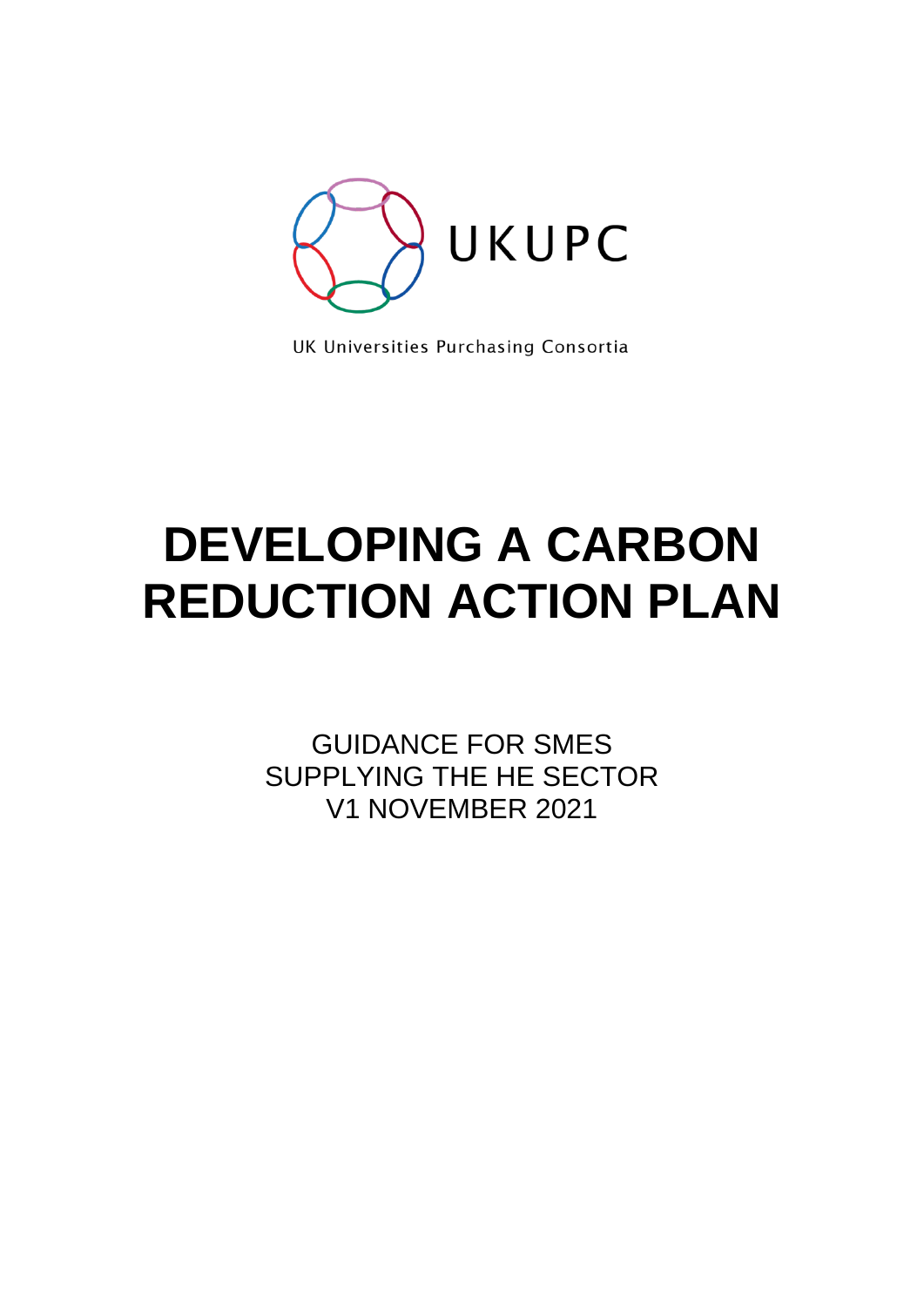UKUPC

UK Universities Purchasing Consortia

# DEVELOPING A CARBON REDUCTION ACTION PLAN

GUIDANCE FOR SMES SUPPLYING THE HE SECTOR

V1 NOVEMBER 2021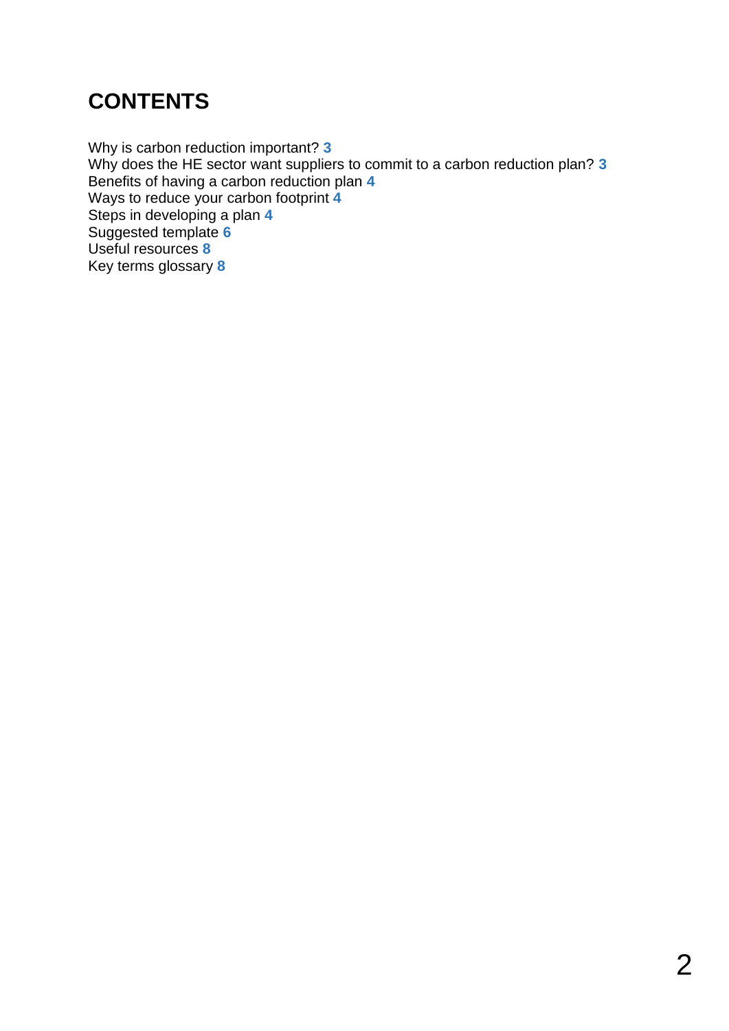# CONTENTS

Why is carbon reduction important? **3**
Why does the HE sector want suppliers to commit to a carbon reduction plan? **3**
Benefits of having a carbon reduction plan **4**
Ways to reduce your carbon footprint **4**
Steps in developing a plan **4**
Suggested template **6**
Useful resources **8**
Key terms glossary **8**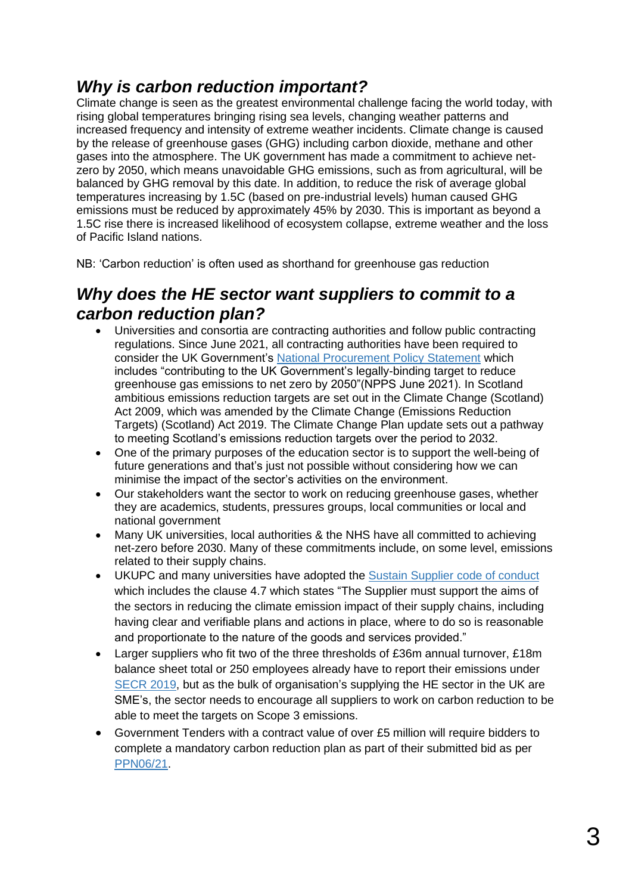## *Why is carbon reduction important?*

Climate change is seen as the greatest environmental challenge facing the world today, with rising global temperatures bringing rising sea levels, changing weather patterns and increased frequency and intensity of extreme weather incidents. Climate change is caused by the release of greenhouse gases (GHG) including carbon dioxide, methane and other gases into the atmosphere. The UK government has made a commitment to achieve net-zero by 2050, which means unavoidable GHG emissions, such as from agricultural, will be balanced by GHG removal by this date. In addition, to reduce the risk of average global temperatures increasing by 1.5C (based on pre-industrial levels) human caused GHG emissions must be reduced by approximately 45% by 2030. This is important as beyond a 1.5C rise there is increased likelihood of ecosystem collapse, extreme weather and the loss of Pacific Island nations.

NB: 'Carbon reduction' is often used as shorthand for greenhouse gas reduction

## *Why does the HE sector want suppliers to commit to a carbon reduction plan?*

- Universities and consortia are contracting authorities and follow public contracting regulations. Since June 2021, all contracting authorities have been required to consider the UK Government's [National Procurement Policy Statement]() which includes "contributing to the UK Government's legally-binding target to reduce greenhouse gas emissions to net zero by 2050"(NPPS June 2021). In Scotland ambitious emissions reduction targets are set out in the Climate Change (Scotland) Act 2009, which was amended by the Climate Change (Emissions Reduction Targets) (Scotland) Act 2019. The Climate Change Plan update sets out a pathway to meeting Scotland's emissions reduction targets over the period to 2032.
- One of the primary purposes of the education sector is to support the well-being of future generations and that's just not possible without considering how we can minimise the impact of the sector's activities on the environment.
- Our stakeholders want the sector to work on reducing greenhouse gases, whether they are academics, students, pressures groups, local communities or local and national government
- Many UK universities, local authorities & the NHS have all committed to achieving net-zero before 2030. Many of these commitments include, on some level, emissions related to their supply chains.
- UKUPC and many universities have adopted the [Sustain Supplier code of conduct]() which includes the clause 4.7 which states "The Supplier must support the aims of the sectors in reducing the climate emission impact of their supply chains, including having clear and verifiable plans and actions in place, where to do so is reasonable and proportionate to the nature of the goods and services provided."
- Larger suppliers who fit two of the three thresholds of £36m annual turnover, £18m balance sheet total or 250 employees already have to report their emissions under [SECR 2019](), but as the bulk of organisation's supplying the HE sector in the UK are SME's, the sector needs to encourage all suppliers to work on carbon reduction to be able to meet the targets on Scope 3 emissions.
- Government Tenders with a contract value of over £5 million will require bidders to complete a mandatory carbon reduction plan as part of their submitted bid as per [PPN06/21]().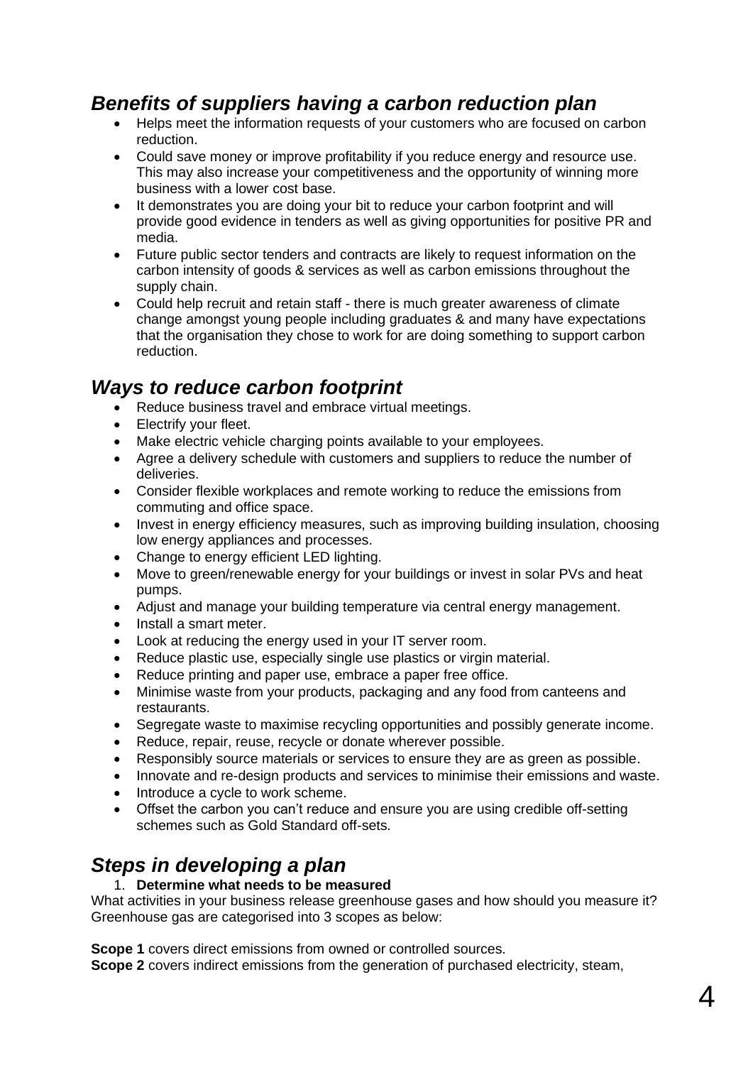## *Benefits of suppliers having a carbon reduction plan*

- Helps meet the information requests of your customers who are focused on carbon reduction.
- Could save money or improve profitability if you reduce energy and resource use. This may also increase your competitiveness and the opportunity of winning more business with a lower cost base.
- It demonstrates you are doing your bit to reduce your carbon footprint and will provide good evidence in tenders as well as giving opportunities for positive PR and media.
- Future public sector tenders and contracts are likely to request information on the carbon intensity of goods & services as well as carbon emissions throughout the supply chain.
- Could help recruit and retain staff - there is much greater awareness of climate change amongst young people including graduates & and many have expectations that the organisation they chose to work for are doing something to support carbon reduction.

## *Ways to reduce carbon footprint*

- Reduce business travel and embrace virtual meetings.
- Electrify your fleet.
- Make electric vehicle charging points available to your employees.
- Agree a delivery schedule with customers and suppliers to reduce the number of deliveries.
- Consider flexible workplaces and remote working to reduce the emissions from commuting and office space.
- Invest in energy efficiency measures, such as improving building insulation, choosing low energy appliances and processes.
- Change to energy efficient LED lighting.
- Move to green/renewable energy for your buildings or invest in solar PVs and heat pumps.
- Adjust and manage your building temperature via central energy management.
- Install a smart meter.
- Look at reducing the energy used in your IT server room.
- Reduce plastic use, especially single use plastics or virgin material.
- Reduce printing and paper use, embrace a paper free office.
- Minimise waste from your products, packaging and any food from canteens and restaurants.
- Segregate waste to maximise recycling opportunities and possibly generate income.
- Reduce, repair, reuse, recycle or donate wherever possible.
- Responsibly source materials or services to ensure they are as green as possible.
- Innovate and re-design products and services to minimise their emissions and waste.
- Introduce a cycle to work scheme.
- Offset the carbon you can't reduce and ensure you are using credible off-setting schemes such as Gold Standard off-sets.

## *Steps in developing a plan*

1. **Determine what needs to be measured**

What activities in your business release greenhouse gases and how should you measure it? Greenhouse gas are categorised into 3 scopes as below:

**Scope 1** covers direct emissions from owned or controlled sources.
**Scope 2** covers indirect emissions from the generation of purchased electricity, steam,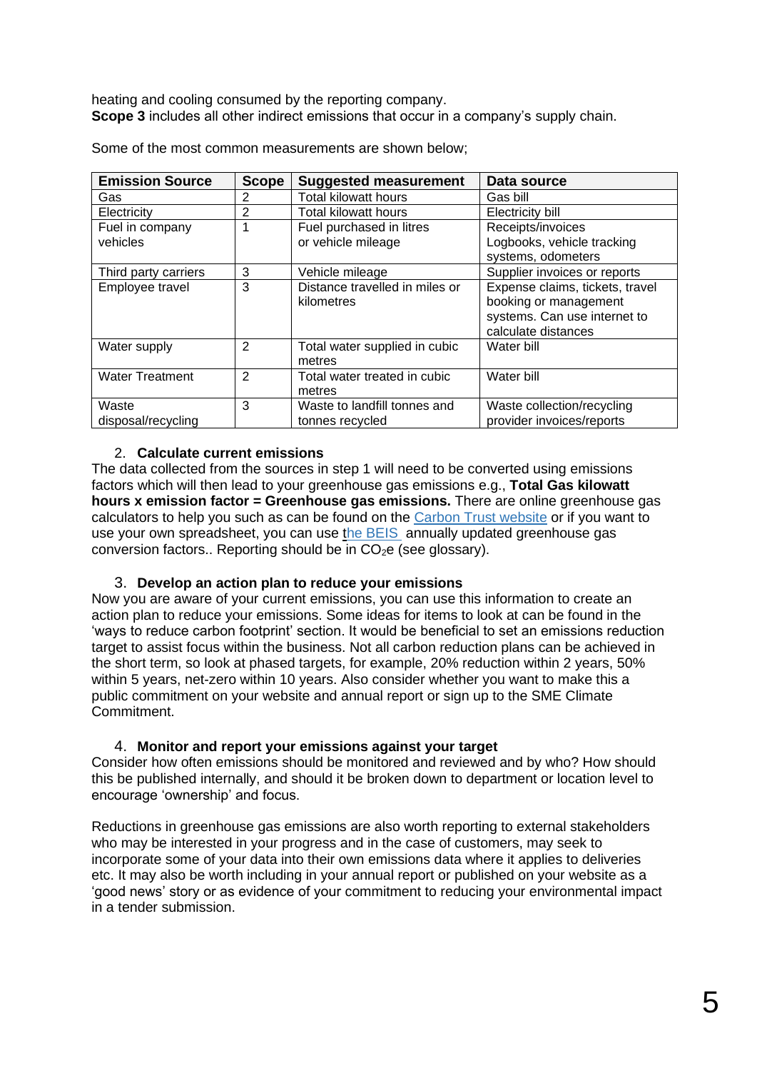heating and cooling consumed by the reporting company.
**Scope 3** includes all other indirect emissions that occur in a company's supply chain.

Some of the most common measurements are shown below;

| Emission Source | Scope | Suggested measurement | Data source |
|---|---|---|---|
| Gas | 2 | Total kilowatt hours | Gas bill |
| Electricity | 2 | Total kilowatt hours | Electricity bill |
| Fuel in company vehicles | 1 | Fuel purchased in litres or vehicle mileage | Receipts/invoices Logbooks, vehicle tracking systems, odometers |
| Third party carriers | 3 | Vehicle mileage | Supplier invoices or reports |
| Employee travel | 3 | Distance travelled in miles or kilometres | Expense claims, tickets, travel booking or management systems. Can use internet to calculate distances |
| Water supply | 2 | Total water supplied in cubic metres | Water bill |
| Water Treatment | 2 | Total water treated in cubic metres | Water bill |
| Waste disposal/recycling | 3 | Waste to landfill tonnes and tonnes recycled | Waste collection/recycling provider invoices/reports |

2. **Calculate current emissions**

The data collected from the sources in step 1 will need to be converted using emissions factors which will then lead to your greenhouse gas emissions e.g., **Total Gas kilowatt hours x emission factor = Greenhouse gas emissions.** There are online greenhouse gas calculators to help you such as can be found on the [Carbon Trust website](#) or if you want to use your own spreadsheet, you can use [the BEIS](#) annually updated greenhouse gas conversion factors.. Reporting should be in $CO_2e$ (see glossary).

3. **Develop an action plan to reduce your emissions**

Now you are aware of your current emissions, you can use this information to create an action plan to reduce your emissions. Some ideas for items to look at can be found in the 'ways to reduce carbon footprint' section. It would be beneficial to set an emissions reduction target to assist focus within the business. Not all carbon reduction plans can be achieved in the short term, so look at phased targets, for example, 20% reduction within 2 years, 50% within 5 years, net-zero within 10 years. Also consider whether you want to make this a public commitment on your website and annual report or sign up to the SME Climate Commitment.

4. **Monitor and report your emissions against your target**

Consider how often emissions should be monitored and reviewed and by who? How should this be published internally, and should it be broken down to department or location level to encourage 'ownership' and focus.

Reductions in greenhouse gas emissions are also worth reporting to external stakeholders who may be interested in your progress and in the case of customers, may seek to incorporate some of your data into their own emissions data where it applies to deliveries etc. It may also be worth including in your annual report or published on your website as a 'good news' story or as evidence of your commitment to reducing your environmental impact in a tender submission.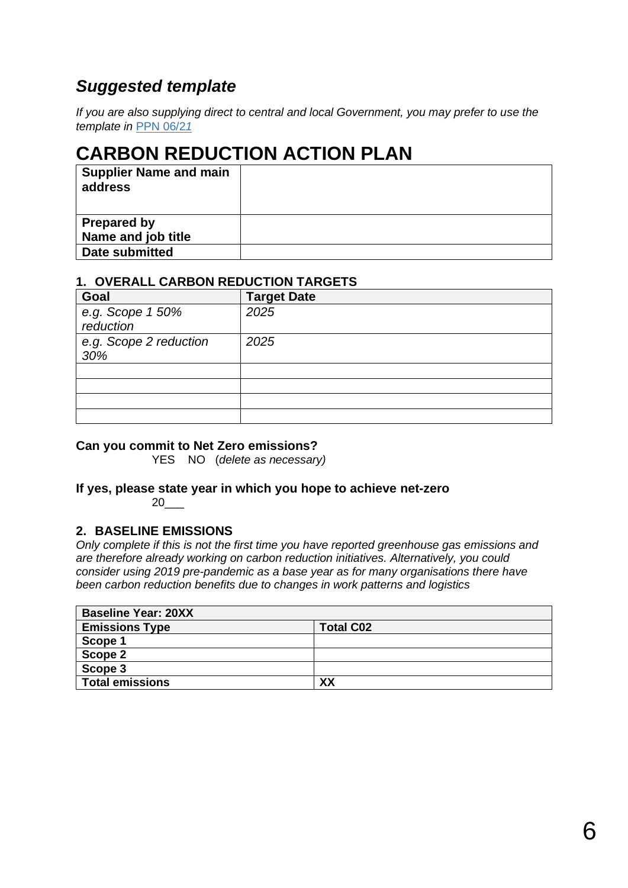## *Suggested template*

*If you are also supplying direct to central and local Government, you may prefer to use the template in* [PPN 06/21](PPN 06/21)

# CARBON REDUCTION ACTION PLAN

| **Supplier Name and main address** | |
|---|---|
| **Prepared by Name and job title** | |
| **Date submitted** | |

### 1. OVERALL CARBON REDUCTION TARGETS

| **Goal** | **Target Date** |
|---|---|
| *e.g. Scope 1 50% reduction* | *2025* |
| *e.g. Scope 2 reduction 30%* | *2025* |
| | |
| | |
| | |
| | |

**Can you commit to Net Zero emissions?**

YES NO (*delete as necessary)*

**If yes, please state year in which you hope to achieve net-zero**

20___

### 2. BASELINE EMISSIONS

*Only complete if this is not the first time you have reported greenhouse gas emissions and are therefore already working on carbon reduction initiatives. Alternatively, you could consider using 2019 pre-pandemic as a base year as for many organisations there have been carbon reduction benefits due to changes in work patterns and logistics*

| **Baseline Year: 20XX** | |
|---|---|
| **Emissions Type** | **Total C02** |
| **Scope 1** | |
| **Scope 2** | |
| **Scope 3** | |
| **Total emissions** | **XX** |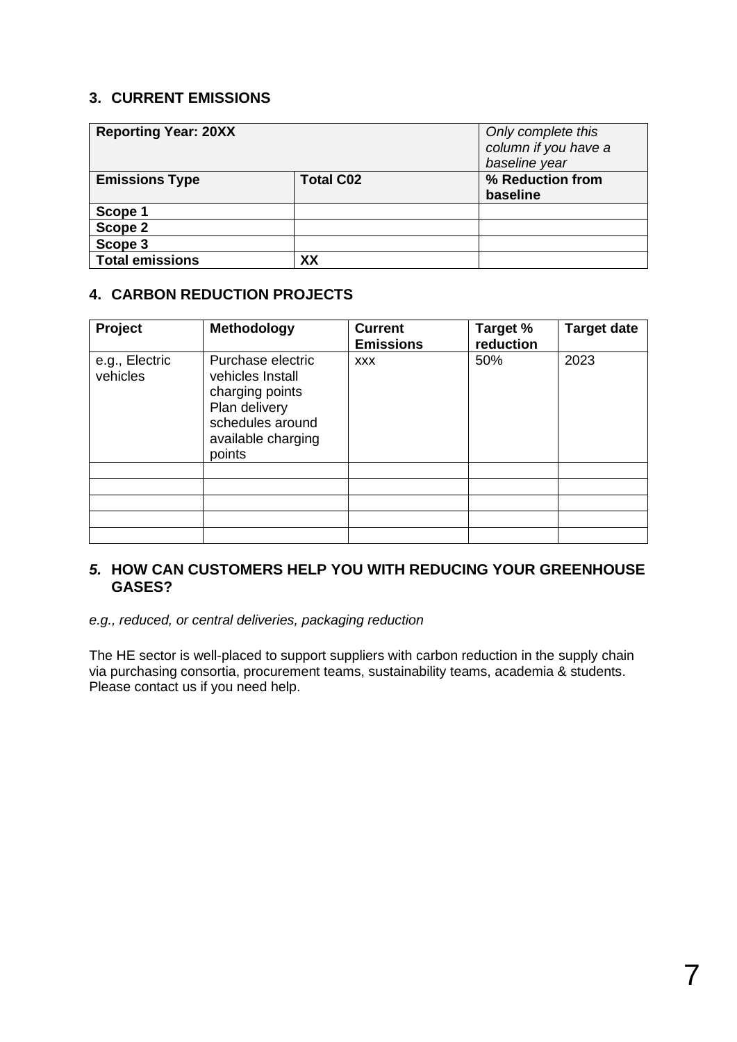## 3. CURRENT EMISSIONS

| **Reporting Year: 20XX** | | *Only complete this column if you have a baseline year* |
|---|---|---|
| **Emissions Type** | **Total C02** | **% Reduction from baseline** |
| **Scope 1** | | |
| **Scope 2** | | |
| **Scope 3** | | |
| **Total emissions** | **XX** | |

## 4. CARBON REDUCTION PROJECTS

| Project | Methodology | Current Emissions | Target % reduction | Target date |
|---|---|---|---|---|
| e.g., Electric vehicles | Purchase electric vehicles Install charging points Plan delivery schedules around available charging points | xxx | 50% | 2023 |
| | | | | |
| | | | | |
| | | | | |
| | | | | |
| | | | | |

## *5.* HOW CAN CUSTOMERS HELP YOU WITH REDUCING YOUR GREENHOUSE GASES?

*e.g., reduced, or central deliveries, packaging reduction*

The HE sector is well-placed to support suppliers with carbon reduction in the supply chain via purchasing consortia, procurement teams, sustainability teams, academia & students. Please contact us if you need help.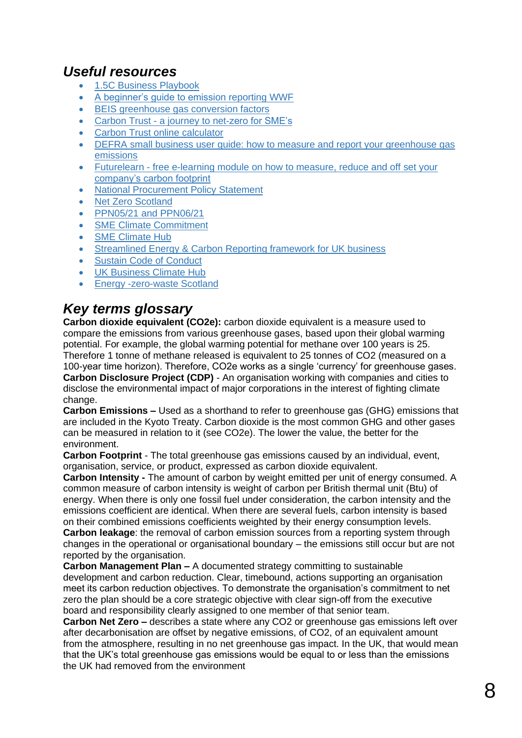## *Useful resources*

- 1.5C Business Playbook
- A beginner's guide to emission reporting WWF
- BEIS greenhouse gas conversion factors
- Carbon Trust - a journey to net-zero for SME's
- Carbon Trust online calculator
- DEFRA small business user guide: how to measure and report your greenhouse gas emissions
- Futurelearn - free e-learning module on how to measure, reduce and off set your company's carbon footprint
- National Procurement Policy Statement
- Net Zero Scotland
- PPN05/21 and PPN06/21
- SME Climate Commitment
- SME Climate Hub
- Streamlined Energy & Carbon Reporting framework for UK business
- Sustain Code of Conduct
- UK Business Climate Hub
- Energy -zero-waste Scotland

## *Key terms glossary*

**Carbon dioxide equivalent ($CO_2e$):** carbon dioxide equivalent is a measure used to compare the emissions from various greenhouse gases, based upon their global warming potential. For example, the global warming potential for methane over 100 years is 25. Therefore 1 tonne of methane released is equivalent to 25 tonnes of $CO_2$ (measured on a 100-year time horizon). Therefore, $CO_2e$ works as a single 'currency' for greenhouse gases.

**Carbon Disclosure Project (CDP)** - An organisation working with companies and cities to disclose the environmental impact of major corporations in the interest of fighting climate change.

**Carbon Emissions –** Used as a shorthand to refer to greenhouse gas (GHG) emissions that are included in the Kyoto Treaty. Carbon dioxide is the most common GHG and other gases can be measured in relation to it (see $CO_2e$). The lower the value, the better for the environment.

**Carbon Footprint** - The total greenhouse gas emissions caused by an individual, event, organisation, service, or product, expressed as carbon dioxide equivalent.

**Carbon Intensity -** The amount of carbon by weight emitted per unit of energy consumed. A common measure of carbon intensity is weight of carbon per British thermal unit (Btu) of energy. When there is only one fossil fuel under consideration, the carbon intensity and the emissions coefficient are identical. When there are several fuels, carbon intensity is based on their combined emissions coefficients weighted by their energy consumption levels.

**Carbon leakage**: the removal of carbon emission sources from a reporting system through changes in the operational or organisational boundary – the emissions still occur but are not reported by the organisation.

**Carbon Management Plan –** A documented strategy committing to sustainable development and carbon reduction. Clear, timebound, actions supporting an organisation meet its carbon reduction objectives. To demonstrate the organisation's commitment to net zero the plan should be a core strategic objective with clear sign-off from the executive board and responsibility clearly assigned to one member of that senior team.

**Carbon Net Zero –** describes a state where any $CO_2$ or greenhouse gas emissions left over after decarbonisation are offset by negative emissions, of $CO_2$, of an equivalent amount from the atmosphere, resulting in no net greenhouse gas impact. In the UK, that would mean that the UK's total greenhouse gas emissions would be equal to or less than the emissions the UK had removed from the environment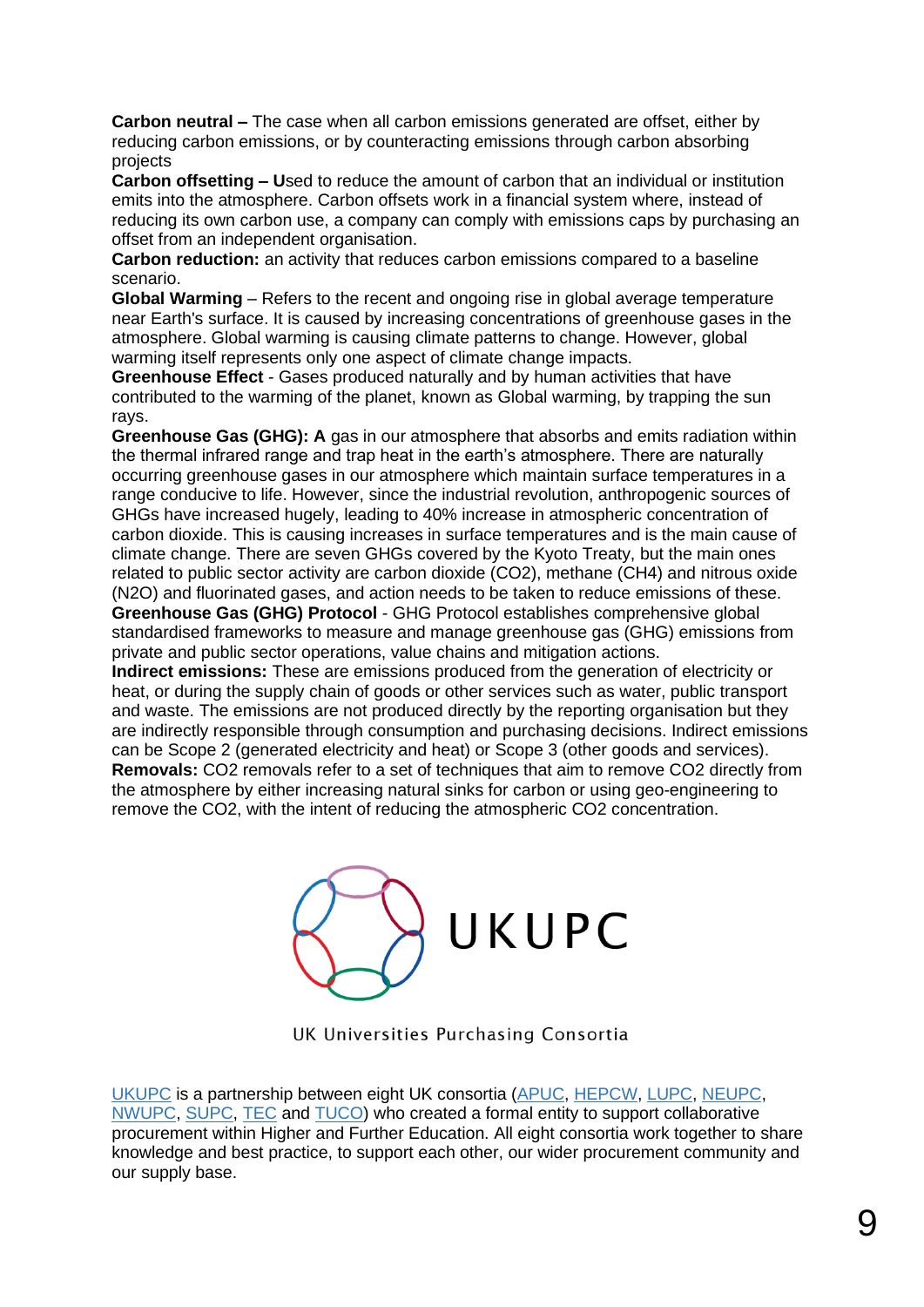**Carbon neutral –** The case when all carbon emissions generated are offset, either by reducing carbon emissions, or by counteracting emissions through carbon absorbing projects

**Carbon offsetting – U**sed to reduce the amount of carbon that an individual or institution emits into the atmosphere. Carbon offsets work in a financial system where, instead of reducing its own carbon use, a company can comply with emissions caps by purchasing an offset from an independent organisation.

**Carbon reduction:** an activity that reduces carbon emissions compared to a baseline scenario.

**Global Warming** – Refers to the recent and ongoing rise in global average temperature near Earth's surface. It is caused by increasing concentrations of greenhouse gases in the atmosphere. Global warming is causing climate patterns to change. However, global warming itself represents only one aspect of climate change impacts.

**Greenhouse Effect** - Gases produced naturally and by human activities that have contributed to the warming of the planet, known as Global warming, by trapping the sun rays.

**Greenhouse Gas (GHG): A** gas in our atmosphere that absorbs and emits radiation within the thermal infrared range and trap heat in the earth's atmosphere. There are naturally occurring greenhouse gases in our atmosphere which maintain surface temperatures in a range conducive to life. However, since the industrial revolution, anthropogenic sources of GHGs have increased hugely, leading to 40% increase in atmospheric concentration of carbon dioxide. This is causing increases in surface temperatures and is the main cause of climate change. There are seven GHGs covered by the Kyoto Treaty, but the main ones related to public sector activity are carbon dioxide ($CO_2$), methane ($CH_4$) and nitrous oxide ($N_2O$) and fluorinated gases, and action needs to be taken to reduce emissions of these.

**Greenhouse Gas (GHG) Protocol** - GHG Protocol establishes comprehensive global standardised frameworks to measure and manage greenhouse gas (GHG) emissions from private and public sector operations, value chains and mitigation actions.

**Indirect emissions:** These are emissions produced from the generation of electricity or heat, or during the supply chain of goods or other services such as water, public transport and waste. The emissions are not produced directly by the reporting organisation but they are indirectly responsible through consumption and purchasing decisions. Indirect emissions can be Scope 2 (generated electricity and heat) or Scope 3 (other goods and services).

**Removals:** CO2 removals refer to a set of techniques that aim to remove CO2 directly from the atmosphere by either increasing natural sinks for carbon or using geo-engineering to remove the CO2, with the intent of reducing the atmospheric CO2 concentration.

UKUPC

UK Universities Purchasing Consortia

UKUPC is a partnership between eight UK consortia (APUC, HEPCW, LUPC, NEUPC, NWUPC, SUPC, TEC and TUCO) who created a formal entity to support collaborative procurement within Higher and Further Education. All eight consortia work together to share knowledge and best practice, to support each other, our wider procurement community and our supply base.